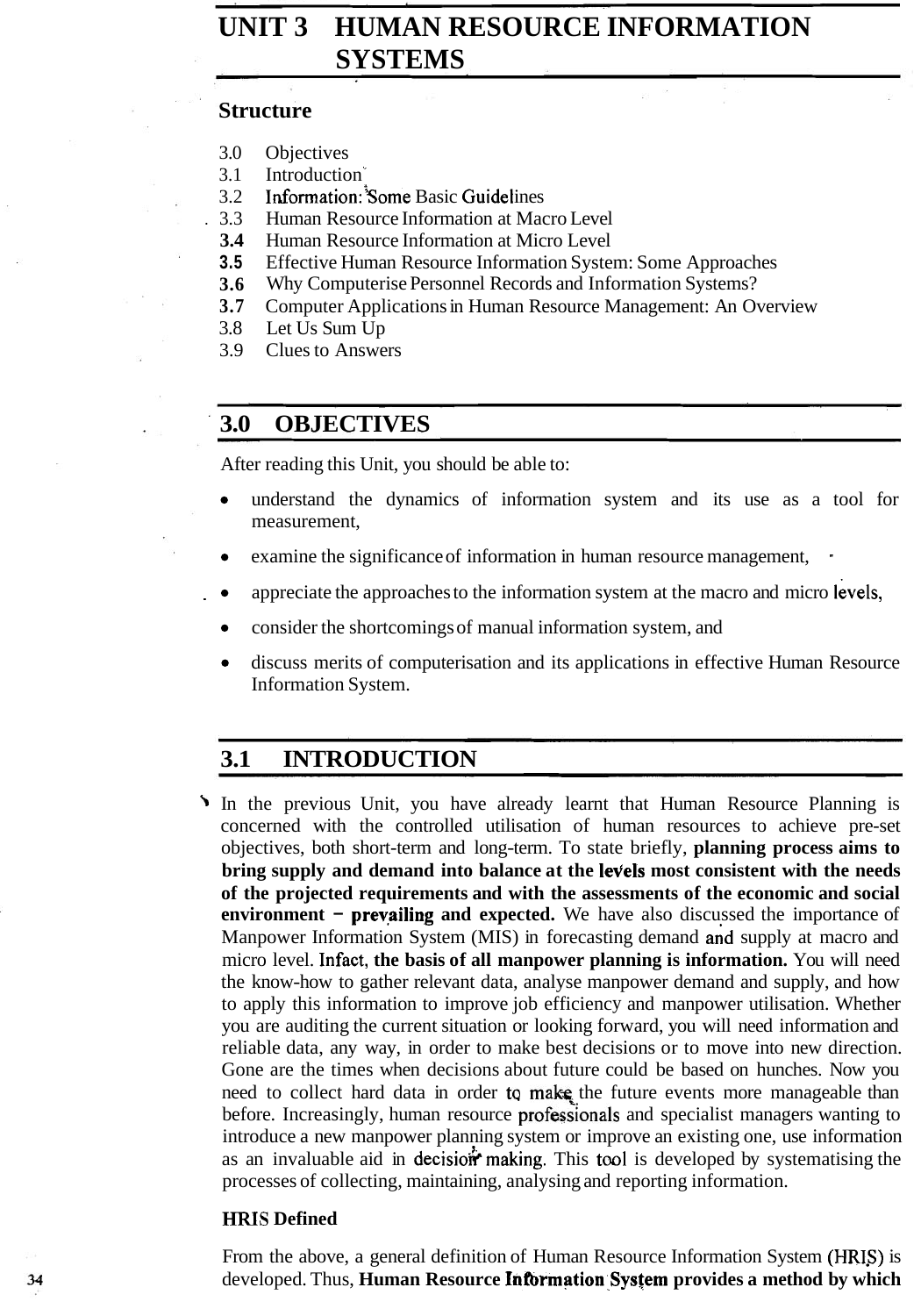# UNIT 3 HUMAN RESOURCE INFORMATION SYSTEMS

## Structure

3.0 Objectives
3.1 Introduction
3.2 Information: Some Basic Guidelines
3.3 Human Resource Information at Macro Level
3.4 Human Resource Information at Micro Level
3.5 Effective Human Resource Information System: Some Approaches
3.6 Why Computerise Personnel Records and Information Systems?
3.7 Computer Applications in Human Resource Management: An Overview
3.8 Let Us Sum Up
3.9 Clues to Answers

## 3.0 OBJECTIVES

After reading this Unit, you should be able to:

- understand the dynamics of information system and its use as a tool for measurement,
- examine the significance of information in human resource management,
- appreciate the approaches to the information system at the macro and micro levels,
- consider the shortcomings of manual information system, and
- discuss merits of computerisation and its applications in effective Human Resource Information System.

## 3.1 INTRODUCTION

In the previous Unit, you have already learnt that Human Resource Planning is concerned with the controlled utilisation of human resources to achieve pre-set objectives, both short-term and long-term. To state briefly, **planning process aims to bring supply and demand into balance at the levels most consistent with the needs of the projected requirements and with the assessments of the economic and social environment – prevailing and expected.** We have also discussed the importance of Manpower Information System (MIS) in forecasting demand and supply at macro and micro level. Infact, **the basis of all manpower planning is information.** You will need the know-how to gather relevant data, analyse manpower demand and supply, and how to apply this information to improve job efficiency and manpower utilisation. Whether you are auditing the current situation or looking forward, you will need information and reliable data, any way, in order to make best decisions or to move into new direction. Gone are the times when decisions about future could be based on hunches. Now you need to collect hard data in order to make the future events more manageable than before. Increasingly, human resource professionals and specialist managers wanting to introduce a new manpower planning system or improve an existing one, use information as an invaluable aid in decision making. This tool is developed by systematising the processes of collecting, maintaining, analysing and reporting information.

**HRIS Defined**

From the above, a general definition of Human Resource Information System (HRIS) is developed. Thus, **Human Resource Information System provides a method by which**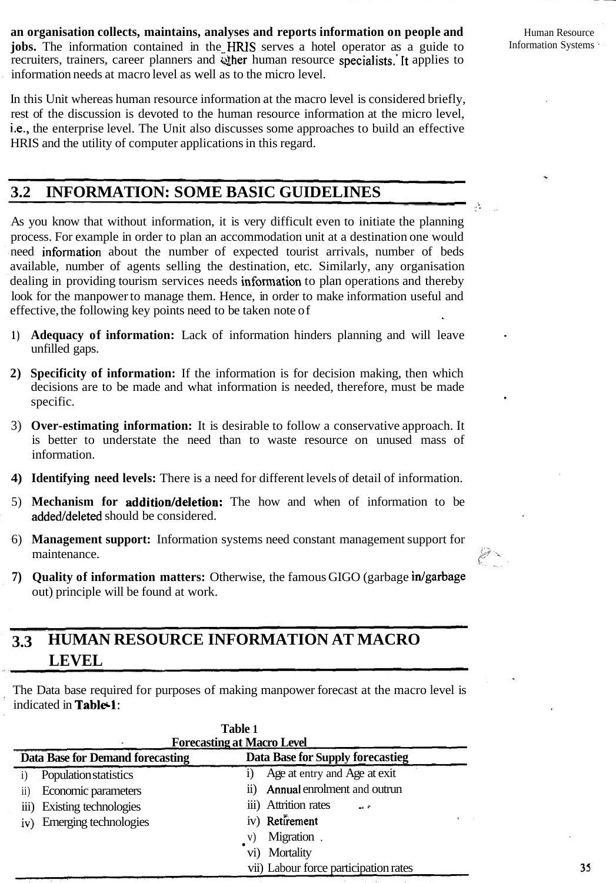**an organisation collects, maintains, analyses and reports information on people and jobs.** The information contained in the HRIS serves a hotel operator as a guide to recruiters, trainers, career planners and other human resource specialists. It applies to information needs at macro level as well as to the micro level.

In this Unit whereas human resource information at the macro level is considered briefly, rest of the discussion is devoted to the human resource information at the micro level, i.e., the enterprise level. The Unit also discusses some approaches to build an effective HRIS and the utility of computer applications in this regard.

## 3.2 INFORMATION: SOME BASIC GUIDELINES

As you know that without information, it is very difficult even to initiate the planning process. For example in order to plan an accommodation unit at a destination one would need information about the number of expected tourist arrivals, number of beds available, number of agents selling the destination, etc. Similarly, any organisation dealing in providing tourism services needs information to plan operations and thereby look for the manpower to manage them. Hence, in order to make information useful and effective, the following key points need to be taken note of

1) **Adequacy of information:** Lack of information hinders planning and will leave unfilled gaps.
2) **Specificity of information:** If the information is for decision making, then which decisions are to be made and what information is needed, therefore, must be made specific.
3) **Over-estimating information:** It is desirable to follow a conservative approach. It is better to understate the need than to waste resource on unused mass of information.
4) **Identifying need levels:** There is a need for different levels of detail of information.
5) **Mechanism for addition/deletion:** The how and when of information to be added/deleted should be considered.
6) **Management support:** Information systems need constant management support for maintenance.
7) **Quality of information matters:** Otherwise, the famous GIGO (garbage in/garbage out) principle will be found at work.

## 3.3 HUMAN RESOURCE INFORMATION AT MACRO LEVEL

The Data base required for purposes of making manpower forecast at the macro level is indicated in Table-1:

**Table 1**
**Forecasting at Macro Level**

| Data Base for Demand forecasting | Data Base for Supply forecastieg |
|---|---|
| i) Population statistics | i) Age at entry and Age at exit |
| ii) Economic parameters | ii) Annual enrolment and outrun |
| iii) Existing technologies | iii) Attrition rates |
| iv) Emerging technologies | iv) Retirement |
| | v) Migration |
| | vi) Mortality |
| | vii) Labour force participation rates |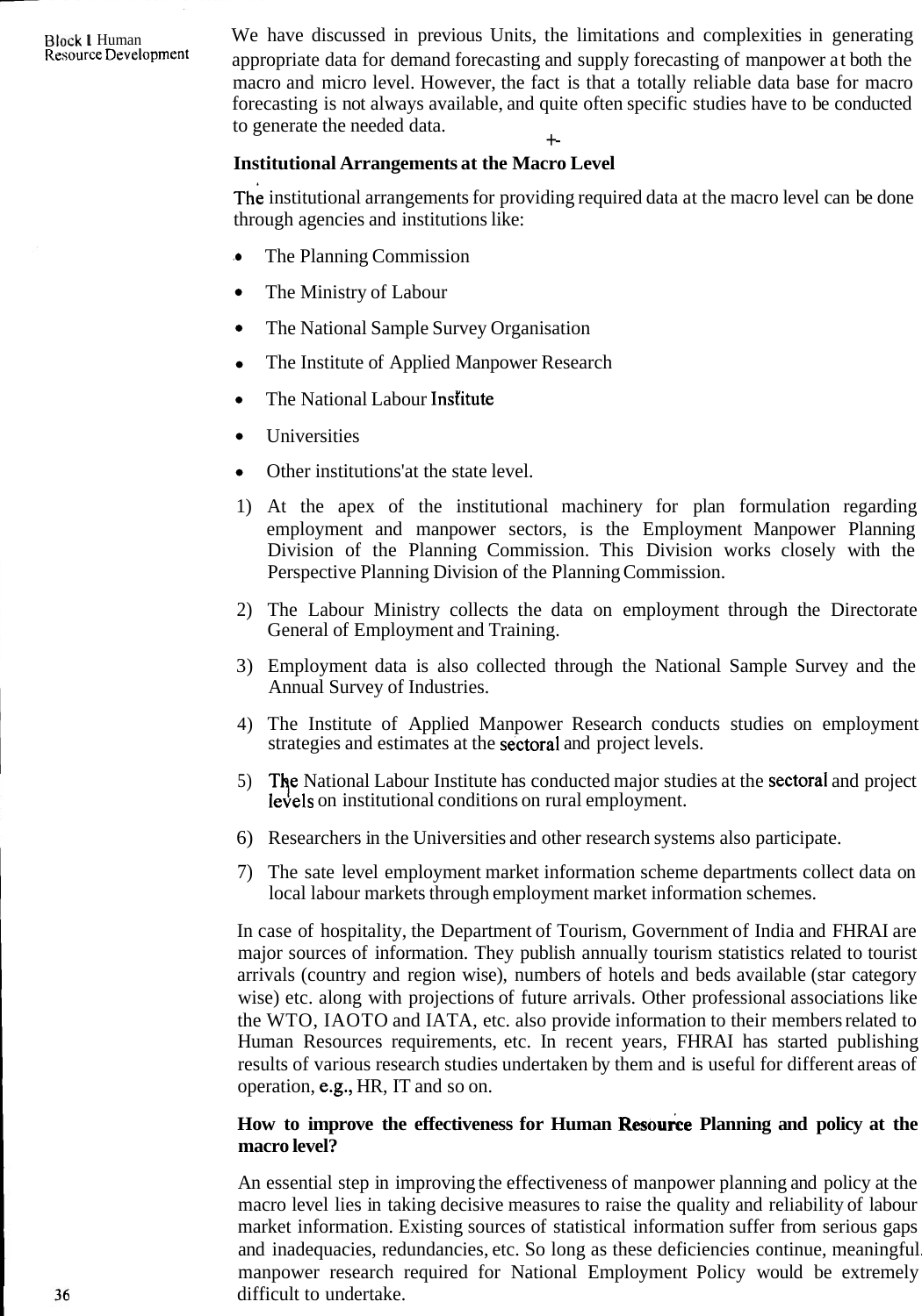We have discussed in previous Units, the limitations and complexities in generating appropriate data for demand forecasting and supply forecasting of manpower at both the macro and micro level. However, the fact is that a totally reliable data base for macro forecasting is not always available, and quite often specific studies have to be conducted to generate the needed data.

**Institutional Arrangements at the Macro Level**

The institutional arrangements for providing required data at the macro level can be done through agencies and institutions like:

- The Planning Commission
- The Ministry of Labour
- The National Sample Survey Organisation
- The Institute of Applied Manpower Research
- The National Labour Institute
- Universities
- Other institutions'at the state level.

1) At the apex of the institutional machinery for plan formulation regarding employment and manpower sectors, is the Employment Manpower Planning Division of the Planning Commission. This Division works closely with the Perspective Planning Division of the Planning Commission.
2) The Labour Ministry collects the data on employment through the Directorate General of Employment and Training.
3) Employment data is also collected through the National Sample Survey and the Annual Survey of Industries.
4) The Institute of Applied Manpower Research conducts studies on employment strategies and estimates at the sectoral and project levels.
5) The National Labour Institute has conducted major studies at the sectoral and project levels on institutional conditions on rural employment.
6) Researchers in the Universities and other research systems also participate.
7) The sate level employment market information scheme departments collect data on local labour markets through employment market information schemes.

In case of hospitality, the Department of Tourism, Government of India and FHRAI are major sources of information. They publish annually tourism statistics related to tourist arrivals (country and region wise), numbers of hotels and beds available (star category wise) etc. along with projections of future arrivals. Other professional associations like the WTO, IAOTO and IATA, etc. also provide information to their members related to Human Resources requirements, etc. In recent years, FHRAI has started publishing results of various research studies undertaken by them and is useful for different areas of operation, e.g., HR, IT and so on.

**How to improve the effectiveness for Human Resource Planning and policy at the macro level?**

An essential step in improving the effectiveness of manpower planning and policy at the macro level lies in taking decisive measures to raise the quality and reliability of labour market information. Existing sources of statistical information suffer from serious gaps and inadequacies, redundancies, etc. So long as these deficiencies continue, meaningful manpower research required for National Employment Policy would be extremely difficult to undertake.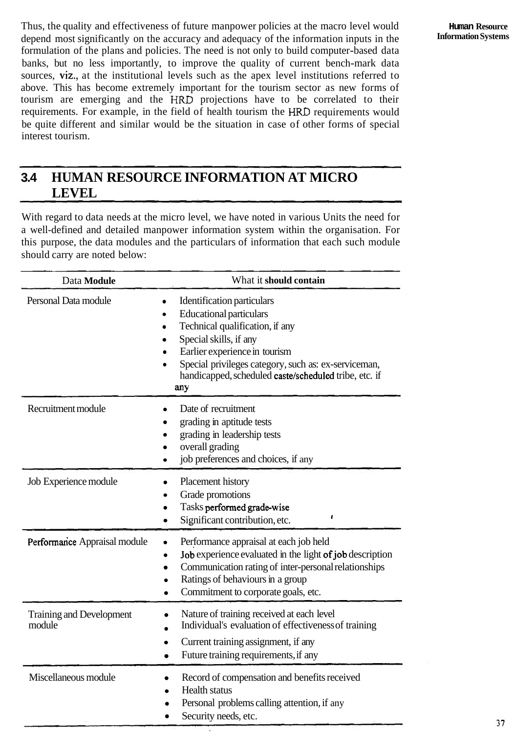Thus, the quality and effectiveness of future manpower policies at the macro level would depend most significantly on the accuracy and adequacy of the information inputs in the formulation of the plans and policies. The need is not only to build computer-based data banks, but no less importantly, to improve the quality of current bench-mark data sources, viz., at the institutional levels such as the apex level institutions referred to above. This has become extremely important for the tourism sector as new forms of tourism are emerging and the HRD projections have to be correlated to their requirements. For example, in the field of health tourism the HRD requirements would be quite different and similar would be the situation in case of other forms of special interest tourism.

## 3.4 HUMAN RESOURCE INFORMATION AT MICRO LEVEL

With regard to data needs at the micro level, we have noted in various Units the need for a well-defined and detailed manpower information system within the organisation. For this purpose, the data modules and the particulars of information that each such module should carry are noted below:

| Data **Module** | What it **should contain** |
|---|---|
| Personal Data module | • Identification particulars<br>• Educational particulars<br>• Technical qualification, if any<br>• Special skills, if any<br>• Earlier experience in tourism<br>• Special privileges category, such as: ex-serviceman, handicapped, scheduled caste/scheduled tribe, etc. if any |
| Recruitment module | • Date of recruitment<br>• grading in aptitude tests<br>• grading in leadership tests<br>• overall grading<br>• job preferences and choices, if any |
| Job Experience module | • Placement history<br>• Grade promotions<br>• Tasks performed grade-wise<br>• Significant contribution, etc. |
| Performance Appraisal module | • Performance appraisal at each job held<br>• Job experience evaluated in the light of job description<br>• Communication rating of inter-personal relationships<br>• Ratings of behaviours in a group<br>• Commitment to corporate goals, etc. |
| Training and Development module | • Nature of training received at each level<br>• Individual's evaluation of effectiveness of training<br>• Current training assignment, if any<br>• Future training requirements, if any |
| Miscellaneous module | • Record of compensation and benefits received<br>• Health status<br>• Personal problems calling attention, if any<br>• Security needs, etc. |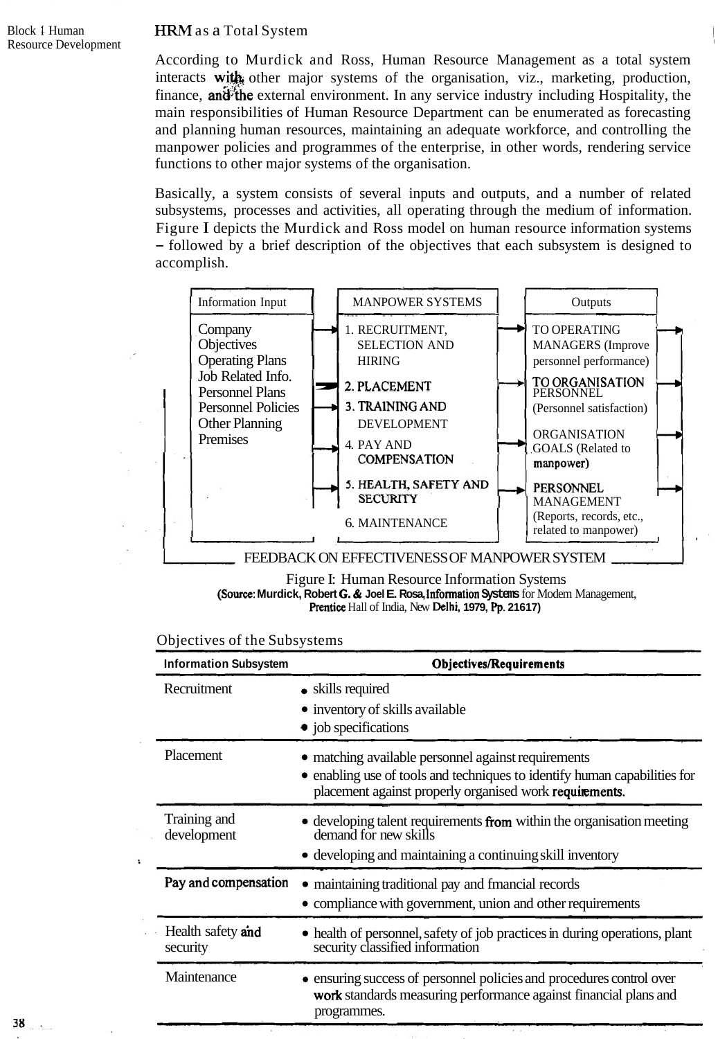## HRM as a Total System

According to Murdick and Ross, Human Resource Management as a total system interacts with other major systems of the organisation, viz., marketing, production, finance, and the external environment. In any service industry including Hospitality, the main responsibilities of Human Resource Department can be enumerated as forecasting and planning human resources, maintaining an adequate workforce, and controlling the manpower policies and programmes of the enterprise, in other words, rendering service functions to other major systems of the organisation.

Basically, a system consists of several inputs and outputs, and a number of related subsystems, processes and activities, all operating through the medium of information. Figure I depicts the Murdick and Ross model on human resource information systems – followed by a brief description of the objectives that each subsystem is designed to accomplish.

| Information Input | MANPOWER SYSTEMS | Outputs |
|---|---|---|
| Company Objectives<br>Operating Plans<br>Job Related Info.<br>Personnel Plans<br>Personnel Policies<br>Other Planning Premises | 1. RECRUITMENT, SELECTION AND HIRING<br>2. PLACEMENT<br>3. TRAINING AND DEVELOPMENT<br>4. PAY AND COMPENSATION<br>5. HEALTH, SAFETY AND SECURITY<br>6. MAINTENANCE | TO OPERATING MANAGERS (Improve personnel performance)<br>TO ORGANISATION PERSONNEL (Personnel satisfaction)<br>ORGANISATION GOALS (Related to manpower)<br>PERSONNEL MANAGEMENT (Reports, records, etc., related to manpower) |

FEEDBACK ON EFFECTIVENESS OF MANPOWER SYSTEM

Figure I: Human Resource Information Systems
(Source: Murdick, Robert G. & Joel E. Rosa, Information Systems for Modem Management, Prentice Hall of India, New Delhi, 1979, Pp. 21617)

### Objectives of the Subsystems

| Information Subsystem | Objectives/Requirements |
|---|---|
| Recruitment | • skills required<br>• inventory of skills available<br>• job specifications |
| Placement | • matching available personnel against requirements<br>• enabling use of tools and techniques to identify human capabilities for placement against properly organised work requirements. |
| Training and development | • developing talent requirements from within the organisation meeting demand for new skills<br>• developing and maintaining a continuing skill inventory |
| Pay and compensation | • maintaining traditional pay and fmancial records<br>• compliance with government, union and other requirements |
| Health safety and security | • health of personnel, safety of job practices in during operations, plant security classified information |
| Maintenance | • ensuring success of personnel policies and procedures control over work standards measuring performance against financial plans and programmes. |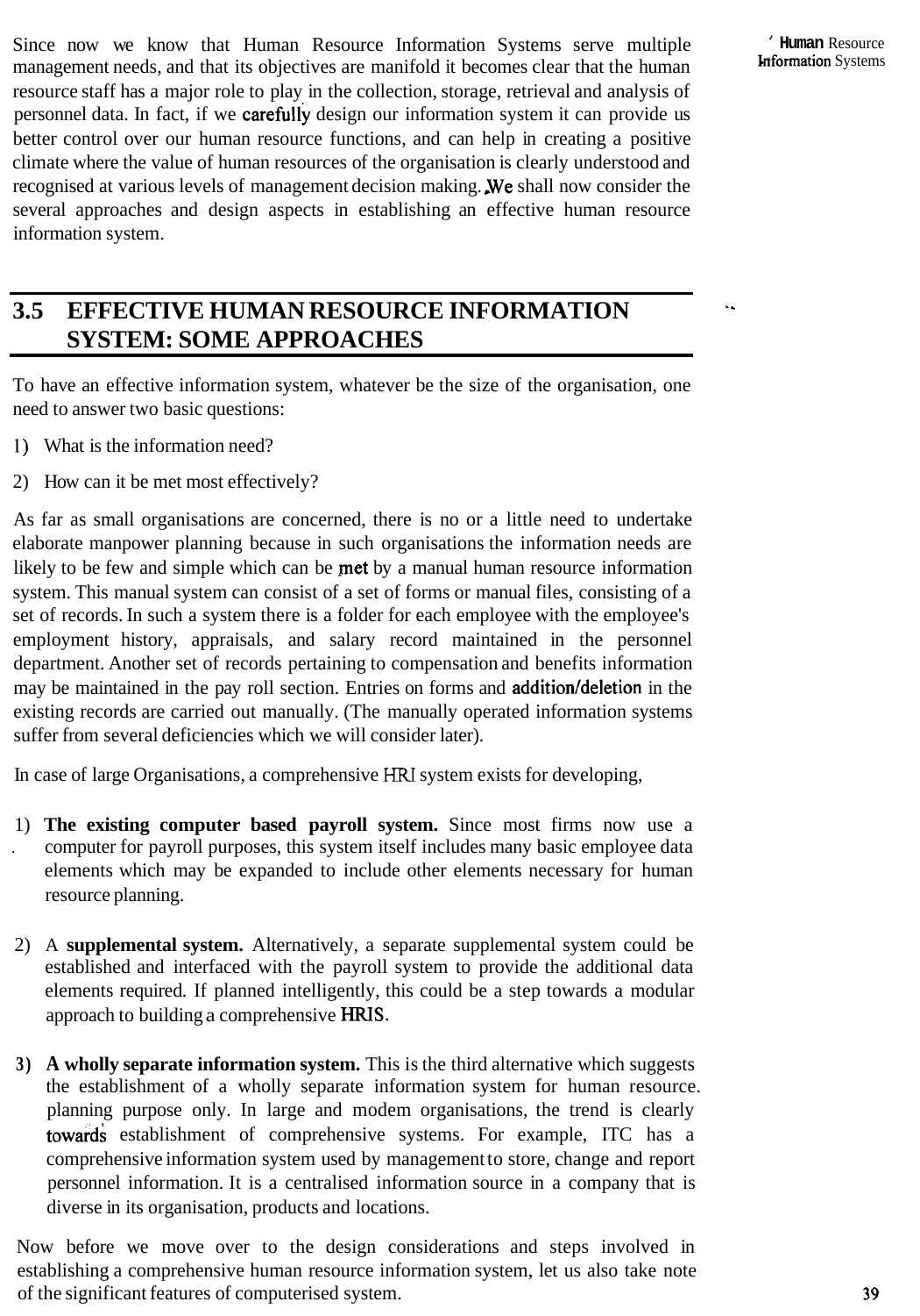Since now we know that Human Resource Information Systems serve multiple management needs, and that its objectives are manifold it becomes clear that the human resource staff has a major role to play in the collection, storage, retrieval and analysis of personnel data. In fact, if we carefully design our information system it can provide us better control over our human resource functions, and can help in creating a positive climate where the value of human resources of the organisation is clearly understood and recognised at various levels of management decision making. We shall now consider the several approaches and design aspects in establishing an effective human resource information system.

## 3.5 EFFECTIVE HUMAN RESOURCE INFORMATION SYSTEM: SOME APPROACHES

To have an effective information system, whatever be the size of the organisation, one need to answer two basic questions:

1) What is the information need?
2) How can it be met most effectively?

As far as small organisations are concerned, there is no or a little need to undertake elaborate manpower planning because in such organisations the information needs are likely to be few and simple which can be met by a manual human resource information system. This manual system can consist of a set of forms or manual files, consisting of a set of records. In such a system there is a folder for each employee with the employee's employment history, appraisals, and salary record maintained in the personnel department. Another set of records pertaining to compensation and benefits information may be maintained in the pay roll section. Entries on forms and addition/deletion in the existing records are carried out manually. (The manually operated information systems suffer from several deficiencies which we will consider later).

In case of large Organisations, a comprehensive HRI system exists for developing,

1) **The existing computer based payroll system.** Since most firms now use a computer for payroll purposes, this system itself includes many basic employee data elements which may be expanded to include other elements necessary for human resource planning.

2) A **supplemental system.** Alternatively, a separate supplemental system could be established and interfaced with the payroll system to provide the additional data elements required. If planned intelligently, this could be a step towards a modular approach to building a comprehensive HRIS.

3) **A wholly separate information system.** This is the third alternative which suggests the establishment of a wholly separate information system for human resource. planning purpose only. In large and modem organisations, the trend is clearly towards establishment of comprehensive systems. For example, ITC has a comprehensive information system used by management to store, change and report personnel information. It is a centralised information source in a company that is diverse in its organisation, products and locations.

Now before we move over to the design considerations and steps involved in establishing a comprehensive human resource information system, let us also take note of the significant features of computerised system.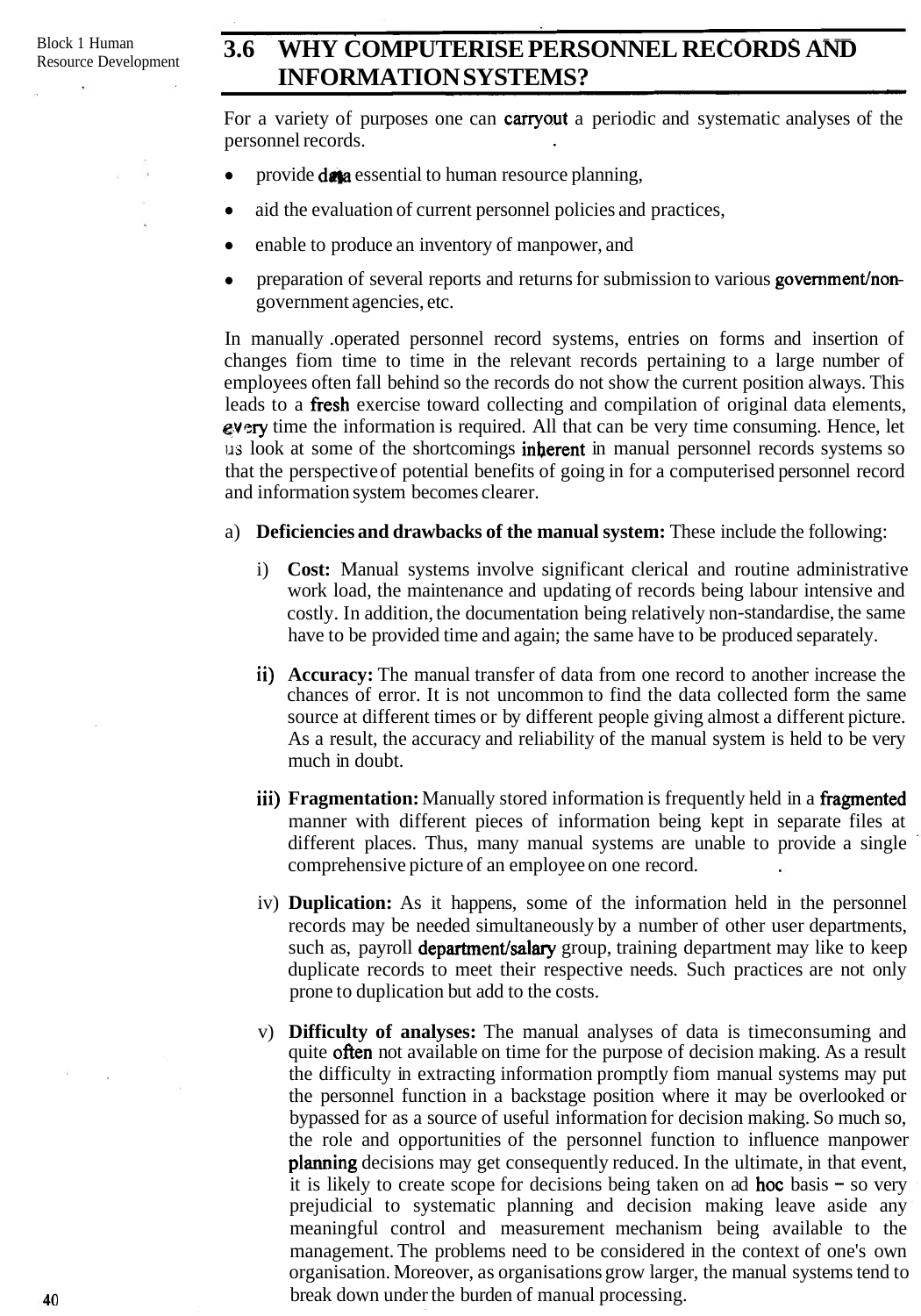## 3.6 WHY COMPUTERISE PERSONNEL RECORDS AND INFORMATION SYSTEMS?

For a variety of purposes one can carryout a periodic and systematic analyses of the personnel records.

- provide data essential to human resource planning,
- aid the evaluation of current personnel policies and practices,
- enable to produce an inventory of manpower, and
- preparation of several reports and returns for submission to various government/non-government agencies, etc.

In manually operated personnel record systems, entries on forms and insertion of changes fiom time to time in the relevant records pertaining to a large number of employees often fall behind so the records do not show the current position always. This leads to a fresh exercise toward collecting and compilation of original data elements, every time the information is required. All that can be very time consuming. Hence, let us look at some of the shortcomings inherent in manual personnel records systems so that the perspective of potential benefits of going in for a computerised personnel record and information system becomes clearer.

a) **Deficiencies and drawbacks of the manual system:** These include the following:

   i) **Cost:** Manual systems involve significant clerical and routine administrative work load, the maintenance and updating of records being labour intensive and costly. In addition, the documentation being relatively non-standardise, the same have to be provided time and again; the same have to be produced separately.

   ii) **Accuracy:** The manual transfer of data from one record to another increase the chances of error. It is not uncommon to find the data collected form the same source at different times or by different people giving almost a different picture. As a result, the accuracy and reliability of the manual system is held to be very much in doubt.

   iii) **Fragmentation:** Manually stored information is frequently held in a fragmented manner with different pieces of information being kept in separate files at different places. Thus, many manual systems are unable to provide a single comprehensive picture of an employee on one record.

   iv) **Duplication:** As it happens, some of the information held in the personnel records may be needed simultaneously by a number of other user departments, such as, payroll department/salary group, training department may like to keep duplicate records to meet their respective needs. Such practices are not only prone to duplication but add to the costs.

   v) **Difficulty of analyses:** The manual analyses of data is timeconsuming and quite often not available on time for the purpose of decision making. As a result the difficulty in extracting information promptly fiom manual systems may put the personnel function in a backstage position where it may be overlooked or bypassed for as a source of useful information for decision making. So much so, the role and opportunities of the personnel function to influence manpower planning decisions may get consequently reduced. In the ultimate, in that event, it is likely to create scope for decisions being taken on ad hoc basis – so very prejudicial to systematic planning and decision making leave aside any meaningful control and measurement mechanism being available to the management. The problems need to be considered in the context of one's own organisation. Moreover, as organisations grow larger, the manual systems tend to break down under the burden of manual processing.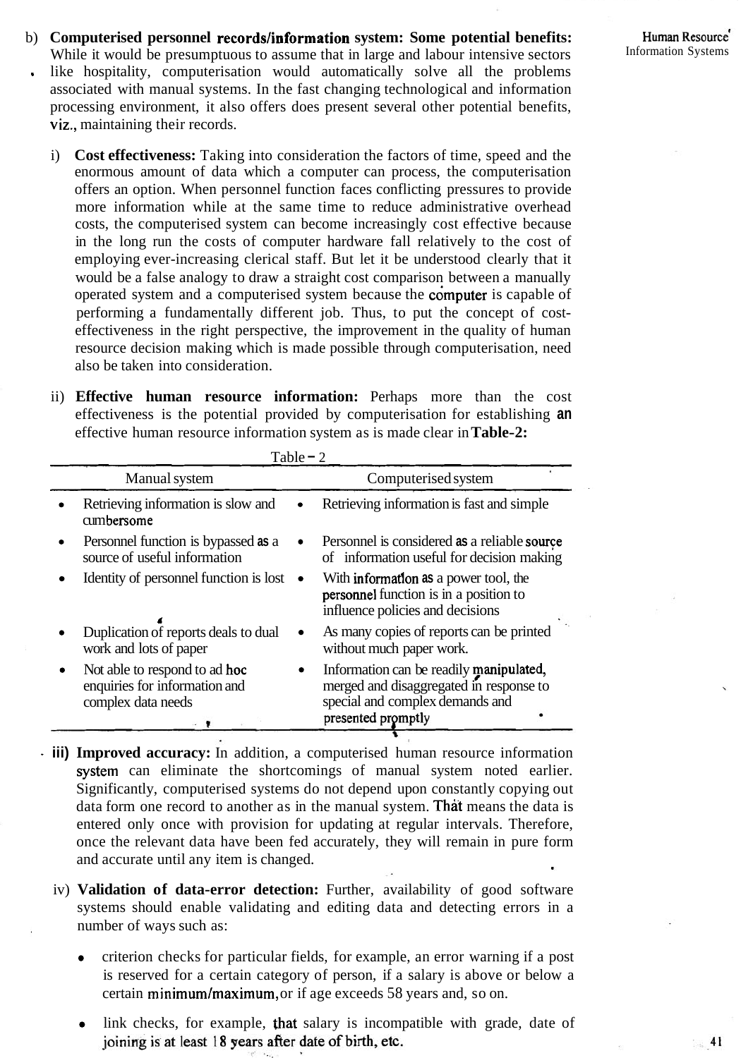b) **Computerised personnel records/information system: Some potential benefits:** While it would be presumptuous to assume that in large and labour intensive sectors like hospitality, computerisation would automatically solve all the problems associated with manual systems. In the fast changing technological and information processing environment, it also offers does present several other potential benefits, viz., maintaining their records.

i) **Cost effectiveness:** Taking into consideration the factors of time, speed and the enormous amount of data which a computer can process, the computerisation offers an option. When personnel function faces conflicting pressures to provide more information while at the same time to reduce administrative overhead costs, the computerised system can become increasingly cost effective because in the long run the costs of computer hardware fall relatively to the cost of employing ever-increasing clerical staff. But let it be understood clearly that it would be a false analogy to draw a straight cost comparison between a manually operated system and a computerised system because the computer is capable of performing a fundamentally different job. Thus, to put the concept of cost-effectiveness in the right perspective, the improvement in the quality of human resource decision making which is made possible through computerisation, need also be taken into consideration.

ii) **Effective human resource information:** Perhaps more than the cost effectiveness is the potential provided by computerisation for establishing an effective human resource information system as is made clear in **Table-2:**

Table – 2

| Manual system | Computerised system |
|---|---|
| • Retrieving information is slow and cumbersome | • Retrieving information is fast and simple |
| • Personnel function is bypassed as a source of useful information | • Personnel is considered as a reliable source of information useful for decision making |
| • Identity of personnel function is lost | • With information as a power tool, the personnel function is in a position to influence policies and decisions |
| • Duplication of reports deals to dual work and lots of paper | • As many copies of reports can be printed without much paper work. |
| • Not able to respond to ad hoc enquiries for information and complex data needs | • Information can be readily manipulated, merged and disaggregated in response to special and complex demands and presented promptly |

iii) **Improved accuracy:** In addition, a computerised human resource information system can eliminate the shortcomings of manual system noted earlier. Significantly, computerised systems do not depend upon constantly copying out data form one record to another as in the manual system. That means the data is entered only once with provision for updating at regular intervals. Therefore, once the relevant data have been fed accurately, they will remain in pure form and accurate until any item is changed.

iv) **Validation of data-error detection:** Further, availability of good software systems should enable validating and editing data and detecting errors in a number of ways such as:

- criterion checks for particular fields, for example, an error warning if a post is reserved for a certain category of person, if a salary is above or below a certain minimum/maximum, or if age exceeds 58 years and, so on.
- link checks, for example, that salary is incompatible with grade, date of joining is at least 18 years after date of birth, etc.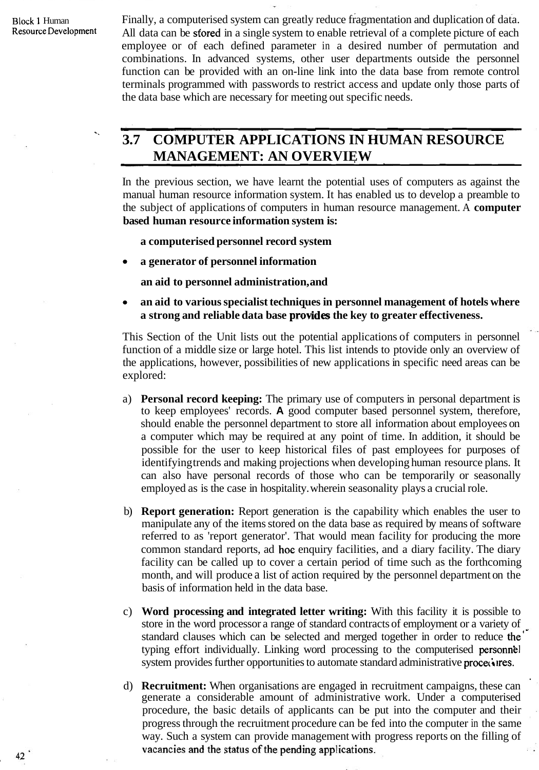Finally, a computerised system can greatly reduce fragmentation and duplication of data. All data can be stored in a single system to enable retrieval of a complete picture of each employee or of each defined parameter in a desired number of permutation and combinations. In advanced systems, other user departments outside the personnel function can be provided with an on-line link into the data base from remote control terminals programmed with passwords to restrict access and update only those parts of the data base which are necessary for meeting out specific needs.

## 3.7 COMPUTER APPLICATIONS IN HUMAN RESOURCE MANAGEMENT: AN OVERVIEW

In the previous section, we have learnt the potential uses of computers as against the manual human resource information system. It has enabled us to develop a preamble to the subject of applications of computers in human resource management. A **computer based human resource information system is:**

- **a computerised personnel record system**
- **a generator of personnel information**
- **an aid to personnel administration, and**
- **an aid to various specialist techniques in personnel management of hotels where a strong and reliable data base provides the key to greater effectiveness.**

This Section of the Unit lists out the potential applications of computers in personnel function of a middle size or large hotel. This list intends to ptovide only an overview of the applications, however, possibilities of new applications in specific need areas can be explored:

a) **Personal record keeping:** The primary use of computers in personal department is to keep employees' records. A good computer based personnel system, therefore, should enable the personnel department to store all information about employees on a computer which may be required at any point of time. In addition, it should be possible for the user to keep historical files of past employees for purposes of identifying trends and making projections when developing human resource plans. It can also have personal records of those who can be temporarily or seasonally employed as is the case in hospitality. wherein seasonality plays a crucial role.

b) **Report generation:** Report generation is the capability which enables the user to manipulate any of the items stored on the data base as required by means of software referred to as 'report generator'. That would mean facility for producing the more common standard reports, ad hoc enquiry facilities, and a diary facility. The diary facility can be called up to cover a certain period of time such as the forthcoming month, and will produce a list of action required by the personnel department on the basis of information held in the data base.

c) **Word processing and integrated letter writing:** With this facility it is possible to store in the word processor a range of standard contracts of employment or a variety of standard clauses which can be selected and merged together in order to reduce the typing effort individually. Linking word processing to the computerised personnel system provides further opportunities to automate standard administrative procedures.

d) **Recruitment:** When organisations are engaged in recruitment campaigns, these can generate a considerable amount of administrative work. Under a computerised procedure, the basic details of applicants can be put into the computer and their progress through the recruitment procedure can be fed into the computer in the same way. Such a system can provide management with progress reports on the filling of vacancies and the status of the pending applications.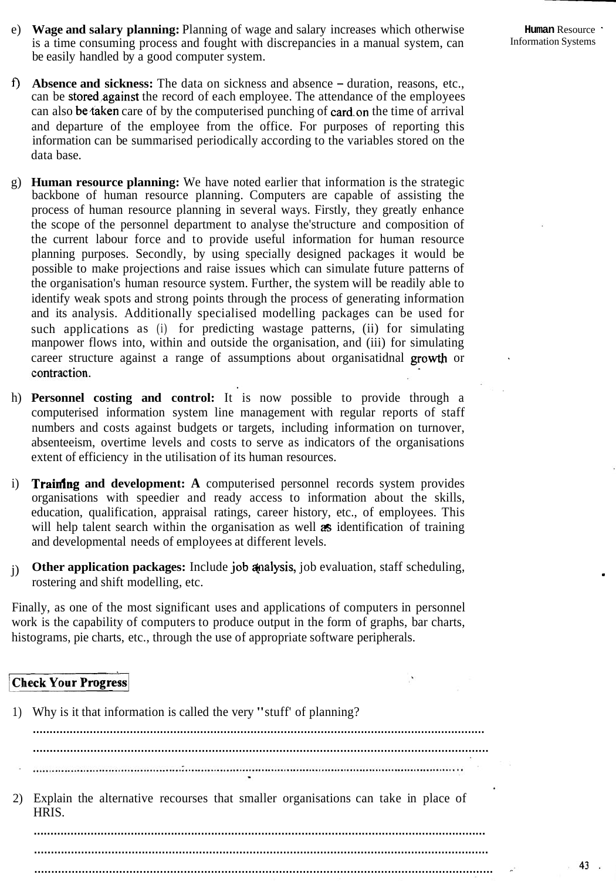e) **Wage and salary planning:** Planning of wage and salary increases which otherwise is a time consuming process and fought with discrepancies in a manual system, can be easily handled by a good computer system.

f) **Absence and sickness:** The data on sickness and absence – duration, reasons, etc., can be stored against the record of each employee. The attendance of the employees can also be taken care of by the computerised punching of card on the time of arrival and departure of the employee from the office. For purposes of reporting this information can be summarised periodically according to the variables stored on the data base.

g) **Human resource planning:** We have noted earlier that information is the strategic backbone of human resource planning. Computers are capable of assisting the process of human resource planning in several ways. Firstly, they greatly enhance the scope of the personnel department to analyse the structure and composition of the current labour force and to provide useful information for human resource planning purposes. Secondly, by using specially designed packages it would be possible to make projections and raise issues which can simulate future patterns of the organisation's human resource system. Further, the system will be readily able to identify weak spots and strong points through the process of generating information and its analysis. Additionally specialised modelling packages can be used for such applications as (i) for predicting wastage patterns, (ii) for simulating manpower flows into, within and outside the organisation, and (iii) for simulating career structure against a range of assumptions about organisational growth or contraction.

h) **Personnel costing and control:** It is now possible to provide through a computerised information system line management with regular reports of staff numbers and costs against budgets or targets, including information on turnover, absenteeism, overtime levels and costs to serve as indicators of the organisations extent of efficiency in the utilisation of its human resources.

i) **Training and development: A** computerised personnel records system provides organisations with speedier and ready access to information about the skills, education, qualification, appraisal ratings, career history, etc., of employees. This will help talent search within the organisation as well as identification of training and developmental needs of employees at different levels.

j) **Other application packages:** Include job analysis, job evaluation, staff scheduling, rostering and shift modelling, etc.

Finally, as one of the most significant uses and applications of computers in personnel work is the capability of computers to produce output in the form of graphs, bar charts, histograms, pie charts, etc., through the use of appropriate software peripherals.

**Check Your Progress**

1) Why is it that information is called the very "stuff" of planning?

..............................................................................................................................

..............................................................................................................................

..............................................................................................................................

2) Explain the alternative recourses that smaller organisations can take in place of HRIS.

..............................................................................................................................

..............................................................................................................................

..............................................................................................................................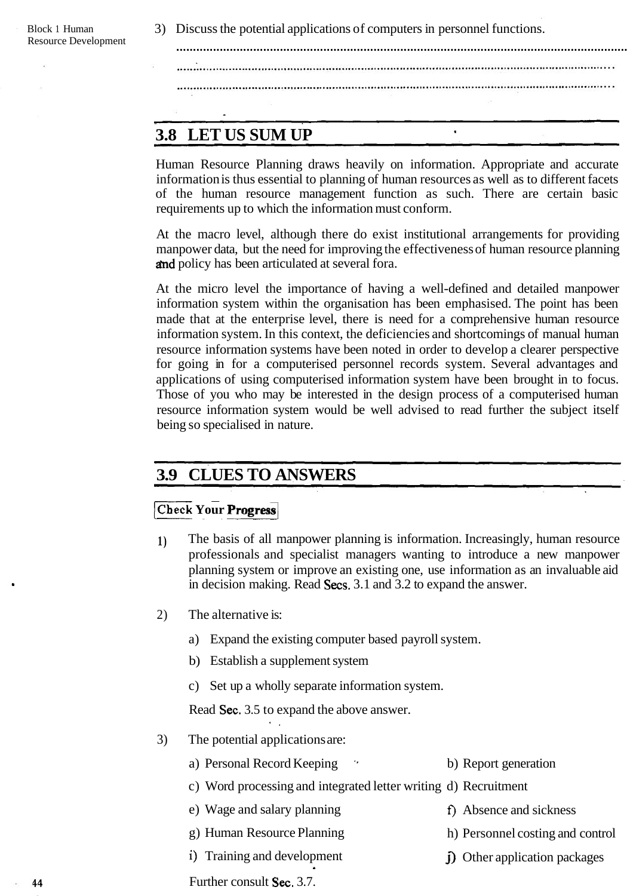3) Discuss the potential applications of computers in personnel functions.

........................................................................................................................................

........................................................................................................................................

........................................................................................................................................

## 3.8 LET US SUM UP

Human Resource Planning draws heavily on information. Appropriate and accurate information is thus essential to planning of human resources as well as to different facets of the human resource management function as such. There are certain basic requirements up to which the information must conform.

At the macro level, although there do exist institutional arrangements for providing manpower data, but the need for improving the effectiveness of human resource planning and policy has been articulated at several fora.

At the micro level the importance of having a well-defined and detailed manpower information system within the organisation has been emphasised. The point has been made that at the enterprise level, there is need for a comprehensive human resource information system. In this context, the deficiencies and shortcomings of manual human resource information systems have been noted in order to develop a clearer perspective for going in for a computerised personnel records system. Several advantages and applications of using computerised information system have been brought in to focus. Those of you who may be interested in the design process of a computerised human resource information system would be well advised to read further the subject itself being so specialised in nature.

## 3.9 CLUES TO ANSWERS

**Check Your Progress**

1) The basis of all manpower planning is information. Increasingly, human resource professionals and specialist managers wanting to introduce a new manpower planning system or improve an existing one, use information as an invaluable aid in decision making. Read Secs. 3.1 and 3.2 to expand the answer.

2) The alternative is:

   a) Expand the existing computer based payroll system.

   b) Establish a supplement system

   c) Set up a wholly separate information system.

   Read Sec. 3.5 to expand the above answer.

3) The potential applications are:

   a) Personal Record Keeping
   b) Report generation
   c) Word processing and integrated letter writing
   d) Recruitment
   e) Wage and salary planning
   f) Absence and sickness
   g) Human Resource Planning
   h) Personnel costing and control
   i) Training and development
   j) Other application packages

   Further consult Sec. 3.7.